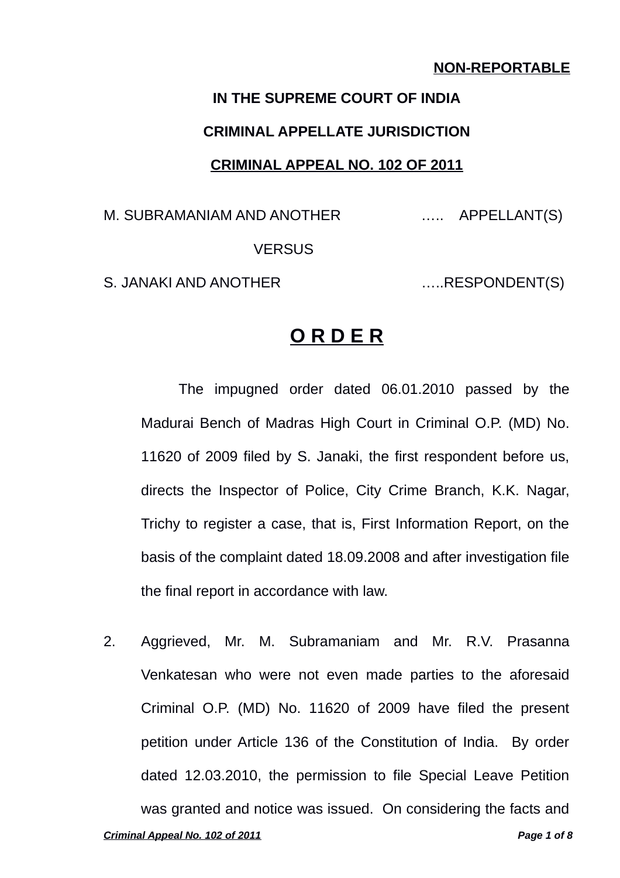**NON-REPORTABLE**

**IN THE SUPREME COURT OF INDIA**

**CRIMINAL APPELLATE JURISDICTION**

**CRIMINAL APPEAL NO. 102 OF 2011**

M. SUBRAMANIAM AND ANOTHER ….. APPELLANT(S)

VERSUS

S. JANAKI AND ANOTHER …..RESPONDENT(S)

# O R D E R

The impugned order dated 06.01.2010 passed by the Madurai Bench of Madras High Court in Criminal O.P. (MD) No. 11620 of 2009 filed by S. Janaki, the first respondent before us, directs the Inspector of Police, City Crime Branch, K.K. Nagar, Trichy to register a case, that is, First Information Report, on the basis of the complaint dated 18.09.2008 and after investigation file the final report in accordance with law.

2. Aggrieved, Mr. M. Subramaniam and Mr. R.V. Prasanna Venkatesan who were not even made parties to the aforesaid Criminal O.P. (MD) No. 11620 of 2009 have filed the present petition under Article 136 of the Constitution of India. By order dated 12.03.2010, the permission to file Special Leave Petition was granted and notice was issued. On considering the facts and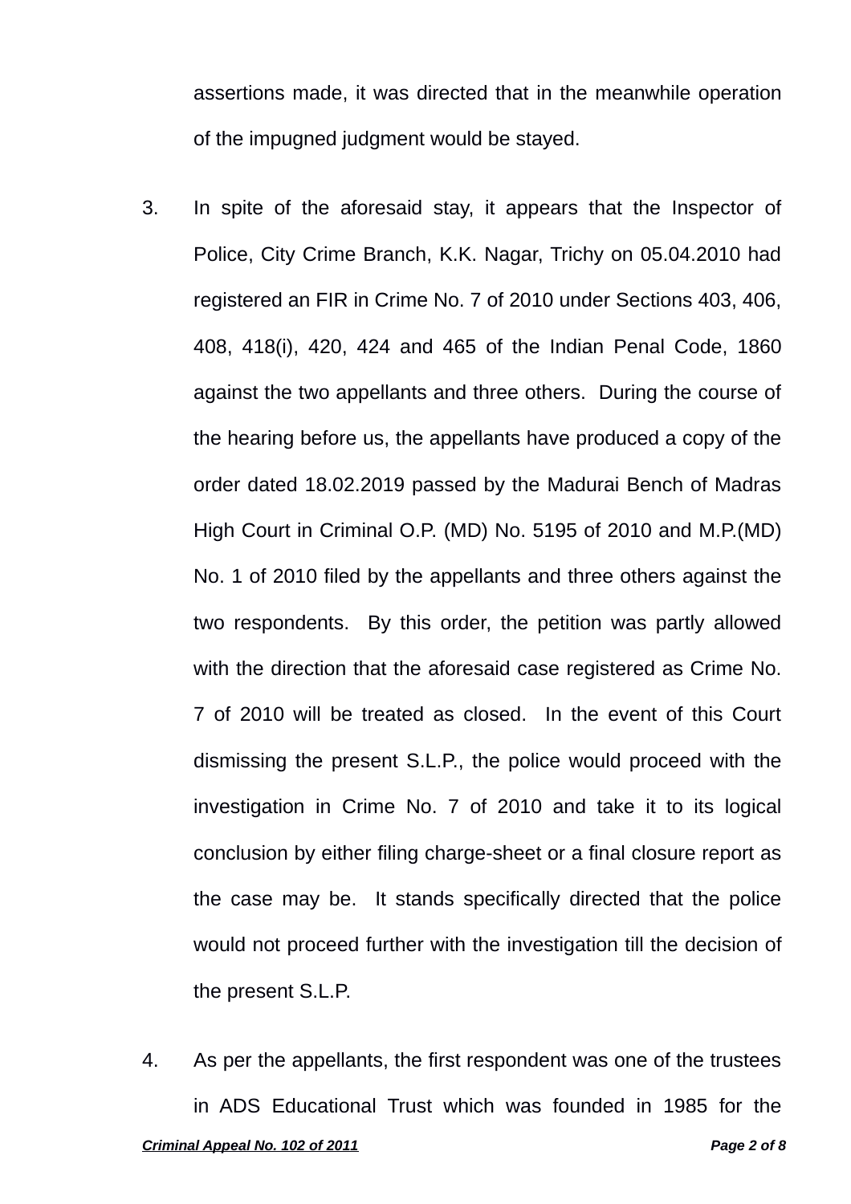assertions made, it was directed that in the meanwhile operation of the impugned judgment would be stayed.

3. In spite of the aforesaid stay, it appears that the Inspector of Police, City Crime Branch, K.K. Nagar, Trichy on 05.04.2010 had registered an FIR in Crime No. 7 of 2010 under Sections 403, 406, 408, 418(i), 420, 424 and 465 of the Indian Penal Code, 1860 against the two appellants and three others. During the course of the hearing before us, the appellants have produced a copy of the order dated 18.02.2019 passed by the Madurai Bench of Madras High Court in Criminal O.P. (MD) No. 5195 of 2010 and M.P.(MD) No. 1 of 2010 filed by the appellants and three others against the two respondents. By this order, the petition was partly allowed with the direction that the aforesaid case registered as Crime No. 7 of 2010 will be treated as closed. In the event of this Court dismissing the present S.L.P., the police would proceed with the investigation in Crime No. 7 of 2010 and take it to its logical conclusion by either filing charge-sheet or a final closure report as the case may be. It stands specifically directed that the police would not proceed further with the investigation till the decision of the present S.L.P.

4. As per the appellants, the first respondent was one of the trustees in ADS Educational Trust which was founded in 1985 for the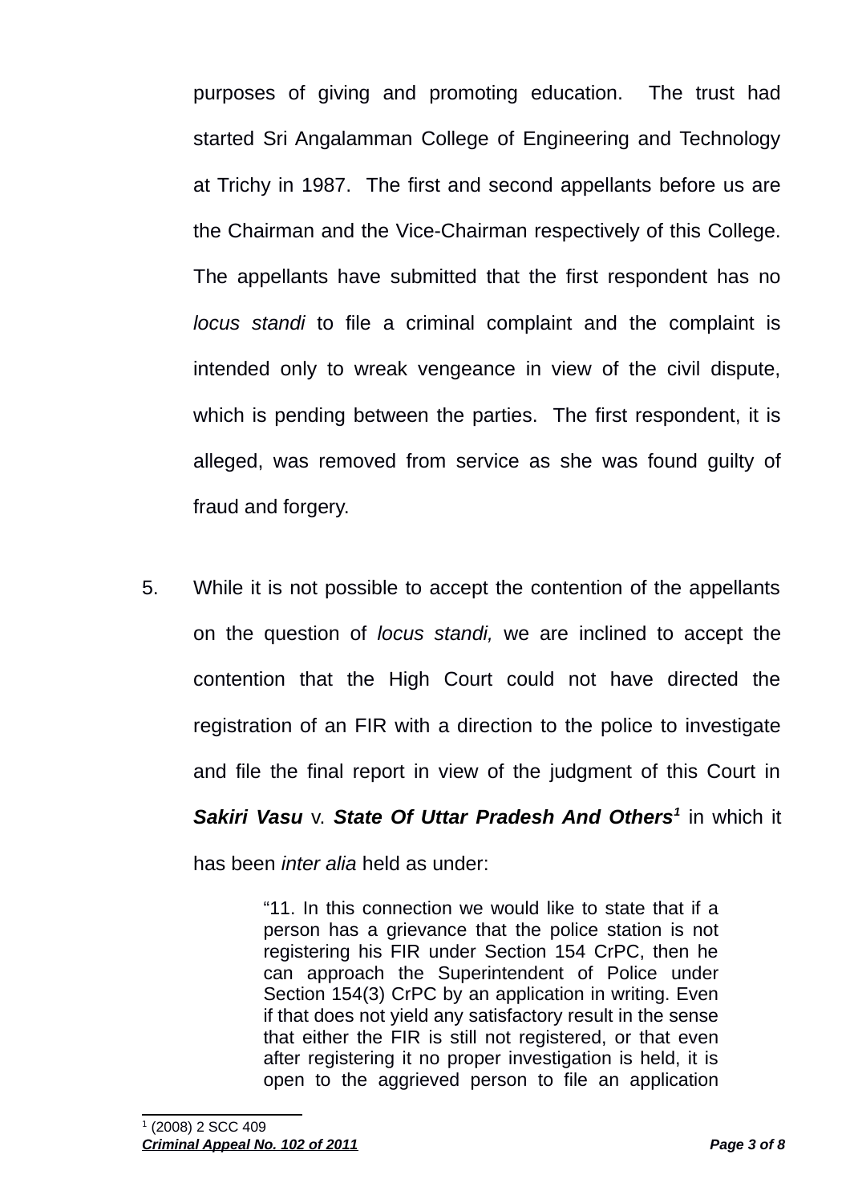purposes of giving and promoting education. The trust had started Sri Angalamman College of Engineering and Technology at Trichy in 1987. The first and second appellants before us are the Chairman and the Vice-Chairman respectively of this College. The appellants have submitted that the first respondent has no *locus standi* to file a criminal complaint and the complaint is intended only to wreak vengeance in view of the civil dispute, which is pending between the parties. The first respondent, it is alleged, was removed from service as she was found guilty of fraud and forgery.

5. While it is not possible to accept the contention of the appellants on the question of *locus standi,* we are inclined to accept the contention that the High Court could not have directed the registration of an FIR with a direction to the police to investigate and file the final report in view of the judgment of this Court in ***Sakiri Vasu*** v. ***State Of Uttar Pradesh And Others***[1] in which it has been *inter alia* held as under:

> "11. In this connection we would like to state that if a person has a grievance that the police station is not registering his FIR under Section 154 CrPC, then he can approach the Superintendent of Police under Section 154(3) CrPC by an application in writing. Even if that does not yield any satisfactory result in the sense that either the FIR is still not registered, or that even after registering it no proper investigation is held, it is open to the aggrieved person to file an application

[1] (2008) 2 SCC 409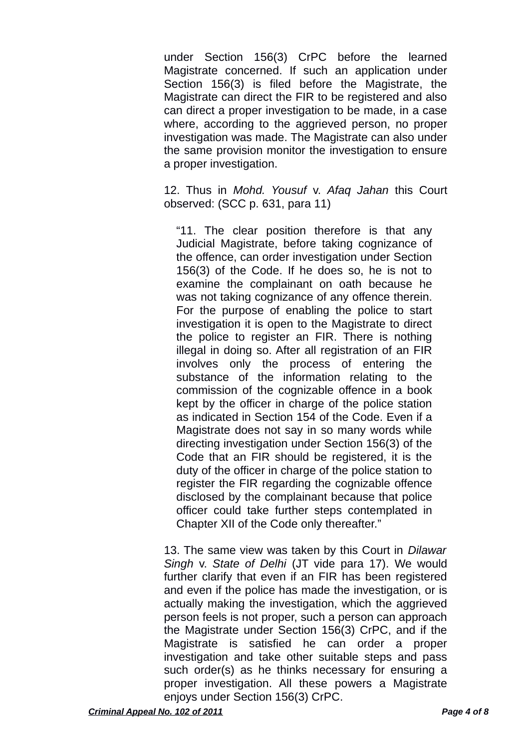under Section 156(3) CrPC before the learned Magistrate concerned. If such an application under Section 156(3) is filed before the Magistrate, the Magistrate can direct the FIR to be registered and also can direct a proper investigation to be made, in a case where, according to the aggrieved person, no proper investigation was made. The Magistrate can also under the same provision monitor the investigation to ensure a proper investigation.

12. Thus in *Mohd. Yousuf* v. *Afaq Jahan* this Court observed: (SCC p. 631, para 11)

> "11. The clear position therefore is that any Judicial Magistrate, before taking cognizance of the offence, can order investigation under Section 156(3) of the Code. If he does so, he is not to examine the complainant on oath because he was not taking cognizance of any offence therein. For the purpose of enabling the police to start investigation it is open to the Magistrate to direct the police to register an FIR. There is nothing illegal in doing so. After all registration of an FIR involves only the process of entering the substance of the information relating to the commission of the cognizable offence in a book kept by the officer in charge of the police station as indicated in Section 154 of the Code. Even if a Magistrate does not say in so many words while directing investigation under Section 156(3) of the Code that an FIR should be registered, it is the duty of the officer in charge of the police station to register the FIR regarding the cognizable offence disclosed by the complainant because that police officer could take further steps contemplated in Chapter XII of the Code only thereafter."

13. The same view was taken by this Court in *Dilawar Singh* v. *State of Delhi* (JT vide para 17). We would further clarify that even if an FIR has been registered and even if the police has made the investigation, or is actually making the investigation, which the aggrieved person feels is not proper, such a person can approach the Magistrate under Section 156(3) CrPC, and if the Magistrate is satisfied he can order a proper investigation and take other suitable steps and pass such order(s) as he thinks necessary for ensuring a proper investigation. All these powers a Magistrate enjoys under Section 156(3) CrPC.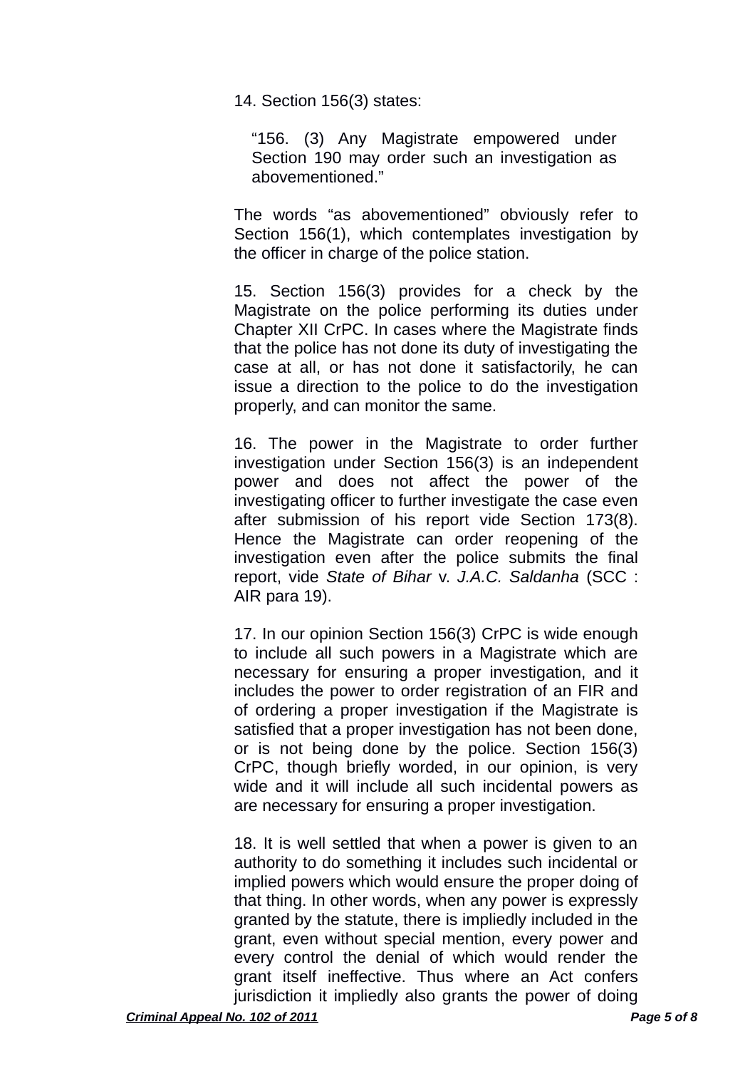14. Section 156(3) states:

> "156. (3) Any Magistrate empowered under Section 190 may order such an investigation as abovementioned."

The words "as abovementioned" obviously refer to Section 156(1), which contemplates investigation by the officer in charge of the police station.

15. Section 156(3) provides for a check by the Magistrate on the police performing its duties under Chapter XII CrPC. In cases where the Magistrate finds that the police has not done its duty of investigating the case at all, or has not done it satisfactorily, he can issue a direction to the police to do the investigation properly, and can monitor the same.

16. The power in the Magistrate to order further investigation under Section 156(3) is an independent power and does not affect the power of the investigating officer to further investigate the case even after submission of his report vide Section 173(8). Hence the Magistrate can order reopening of the investigation even after the police submits the final report, vide *State of Bihar* v. *J.A.C. Saldanha* (SCC : AIR para 19).

17. In our opinion Section 156(3) CrPC is wide enough to include all such powers in a Magistrate which are necessary for ensuring a proper investigation, and it includes the power to order registration of an FIR and of ordering a proper investigation if the Magistrate is satisfied that a proper investigation has not been done, or is not being done by the police. Section 156(3) CrPC, though briefly worded, in our opinion, is very wide and it will include all such incidental powers as are necessary for ensuring a proper investigation.

18. It is well settled that when a power is given to an authority to do something it includes such incidental or implied powers which would ensure the proper doing of that thing. In other words, when any power is expressly granted by the statute, there is impliedly included in the grant, even without special mention, every power and every control the denial of which would render the grant itself ineffective. Thus where an Act confers jurisdiction it impliedly also grants the power of doing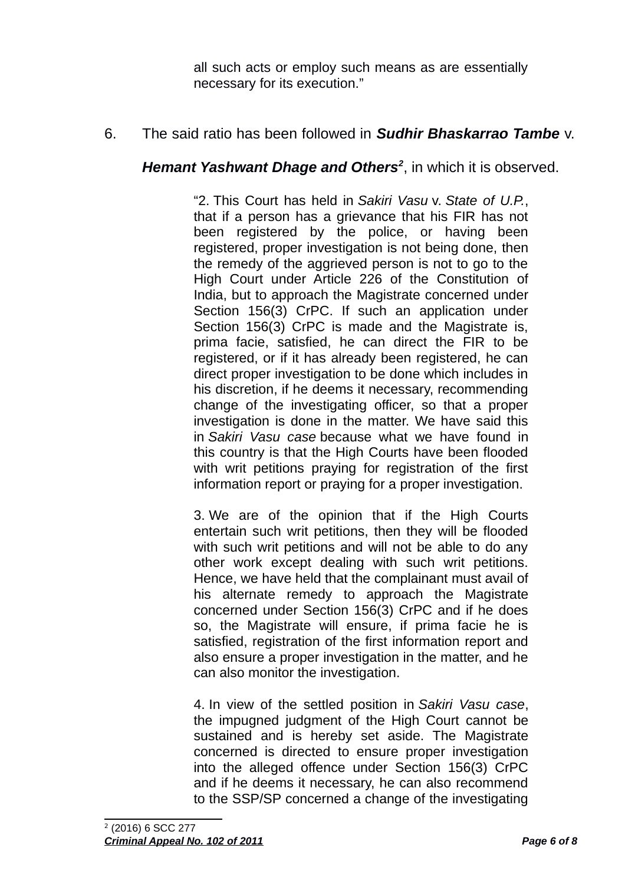all such acts or employ such means as are essentially necessary for its execution."

6. The said ratio has been followed in ***Sudhir Bhaskarrao Tambe*** v. ***Hemant Yashwant Dhage and Others***[2], in which it is observed.

> "2. This Court has held in *Sakiri Vasu* v. *State of U.P.*, that if a person has a grievance that his FIR has not been registered by the police, or having been registered, proper investigation is not being done, then the remedy of the aggrieved person is not to go to the High Court under Article 226 of the Constitution of India, but to approach the Magistrate concerned under Section 156(3) CrPC. If such an application under Section 156(3) CrPC is made and the Magistrate is, prima facie, satisfied, he can direct the FIR to be registered, or if it has already been registered, he can direct proper investigation to be done which includes in his discretion, if he deems it necessary, recommending change of the investigating officer, so that a proper investigation is done in the matter. We have said this in *Sakiri Vasu case* because what we have found in this country is that the High Courts have been flooded with writ petitions praying for registration of the first information report or praying for a proper investigation.
>
> 3. We are of the opinion that if the High Courts entertain such writ petitions, then they will be flooded with such writ petitions and will not be able to do any other work except dealing with such writ petitions. Hence, we have held that the complainant must avail of his alternate remedy to approach the Magistrate concerned under Section 156(3) CrPC and if he does so, the Magistrate will ensure, if prima facie he is satisfied, registration of the first information report and also ensure a proper investigation in the matter, and he can also monitor the investigation.
>
> 4. In view of the settled position in *Sakiri Vasu case*, the impugned judgment of the High Court cannot be sustained and is hereby set aside. The Magistrate concerned is directed to ensure proper investigation into the alleged offence under Section 156(3) CrPC and if he deems it necessary, he can also recommend to the SSP/SP concerned a change of the investigating

[2] (2016) 6 SCC 277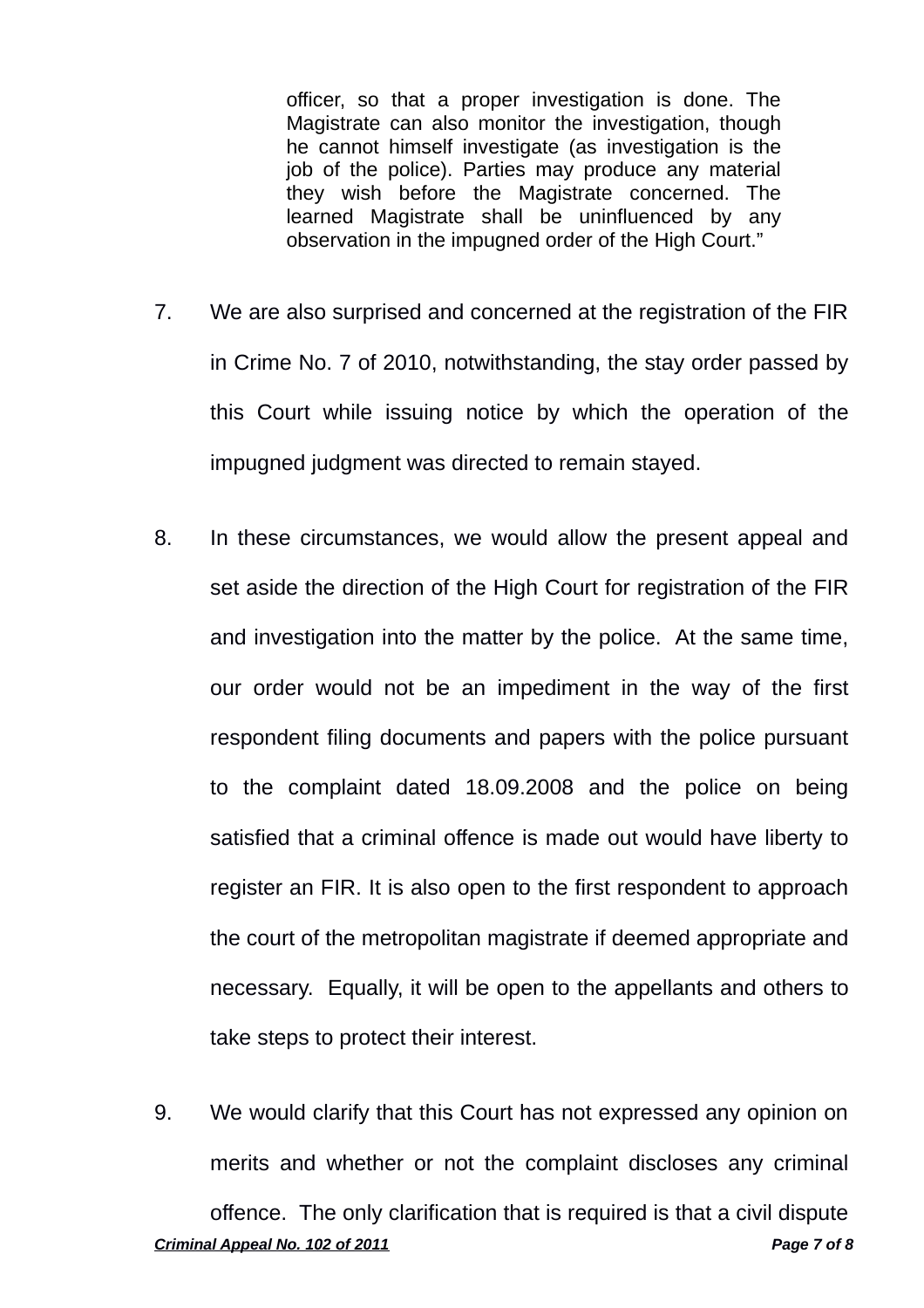> officer, so that a proper investigation is done. The Magistrate can also monitor the investigation, though he cannot himself investigate (as investigation is the job of the police). Parties may produce any material they wish before the Magistrate concerned. The learned Magistrate shall be uninfluenced by any observation in the impugned order of the High Court."

7. We are also surprised and concerned at the registration of the FIR in Crime No. 7 of 2010, notwithstanding, the stay order passed by this Court while issuing notice by which the operation of the impugned judgment was directed to remain stayed.

8. In these circumstances, we would allow the present appeal and set aside the direction of the High Court for registration of the FIR and investigation into the matter by the police. At the same time, our order would not be an impediment in the way of the first respondent filing documents and papers with the police pursuant to the complaint dated 18.09.2008 and the police on being satisfied that a criminal offence is made out would have liberty to register an FIR. It is also open to the first respondent to approach the court of the metropolitan magistrate if deemed appropriate and necessary. Equally, it will be open to the appellants and others to take steps to protect their interest.

9. We would clarify that this Court has not expressed any opinion on merits and whether or not the complaint discloses any criminal offence. The only clarification that is required is that a civil dispute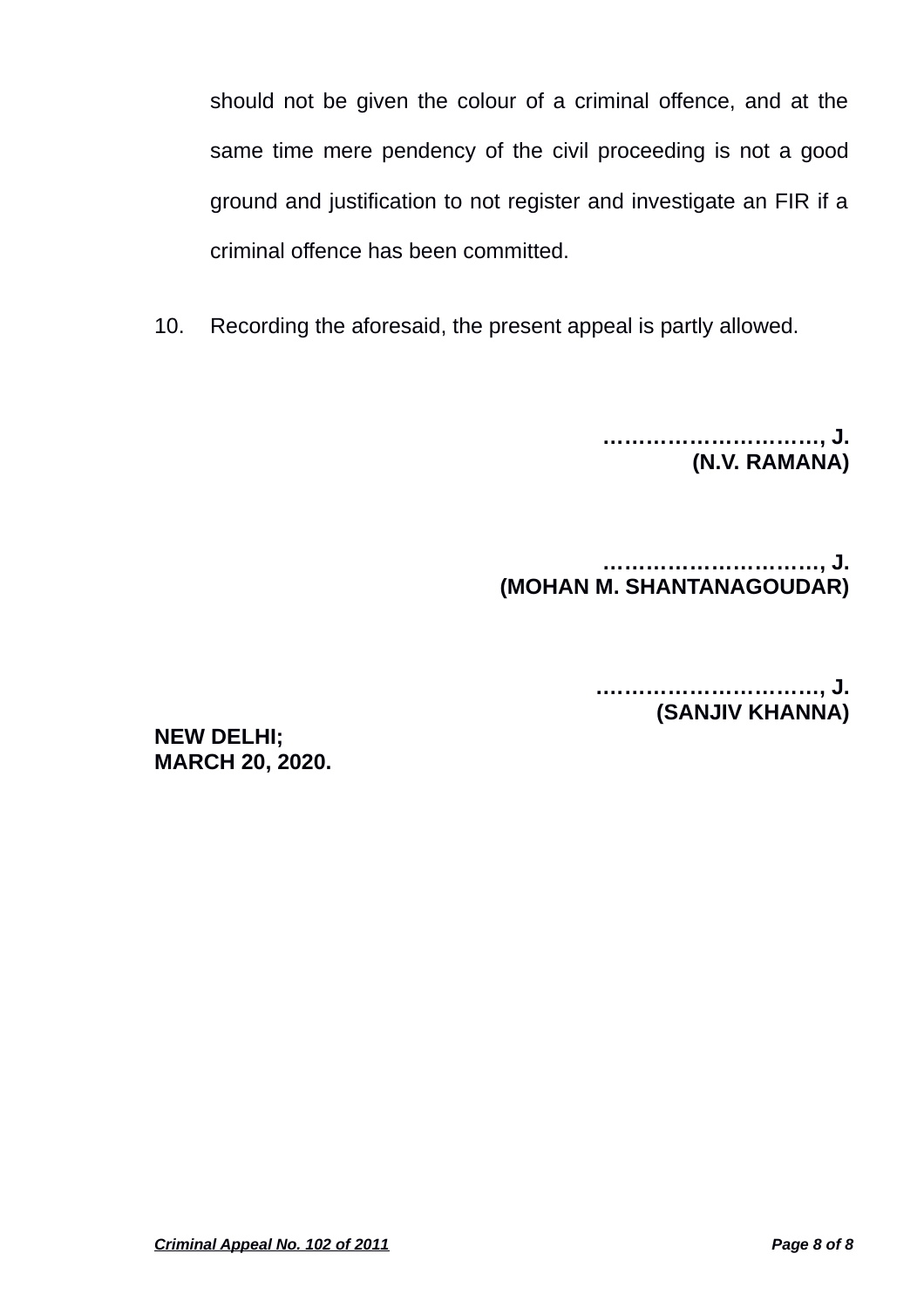should not be given the colour of a criminal offence, and at the same time mere pendency of the civil proceeding is not a good ground and justification to not register and investigate an FIR if a criminal offence has been committed.

10. Recording the aforesaid, the present appeal is partly allowed.

**.............................., J.**
**(N.V. RAMANA)**

**.............................., J.**
**(MOHAN M. SHANTANAGOUDAR)**

**.............................., J.**
**(SANJIV KHANNA)**

**NEW DELHI;**
**MARCH 20, 2020.**